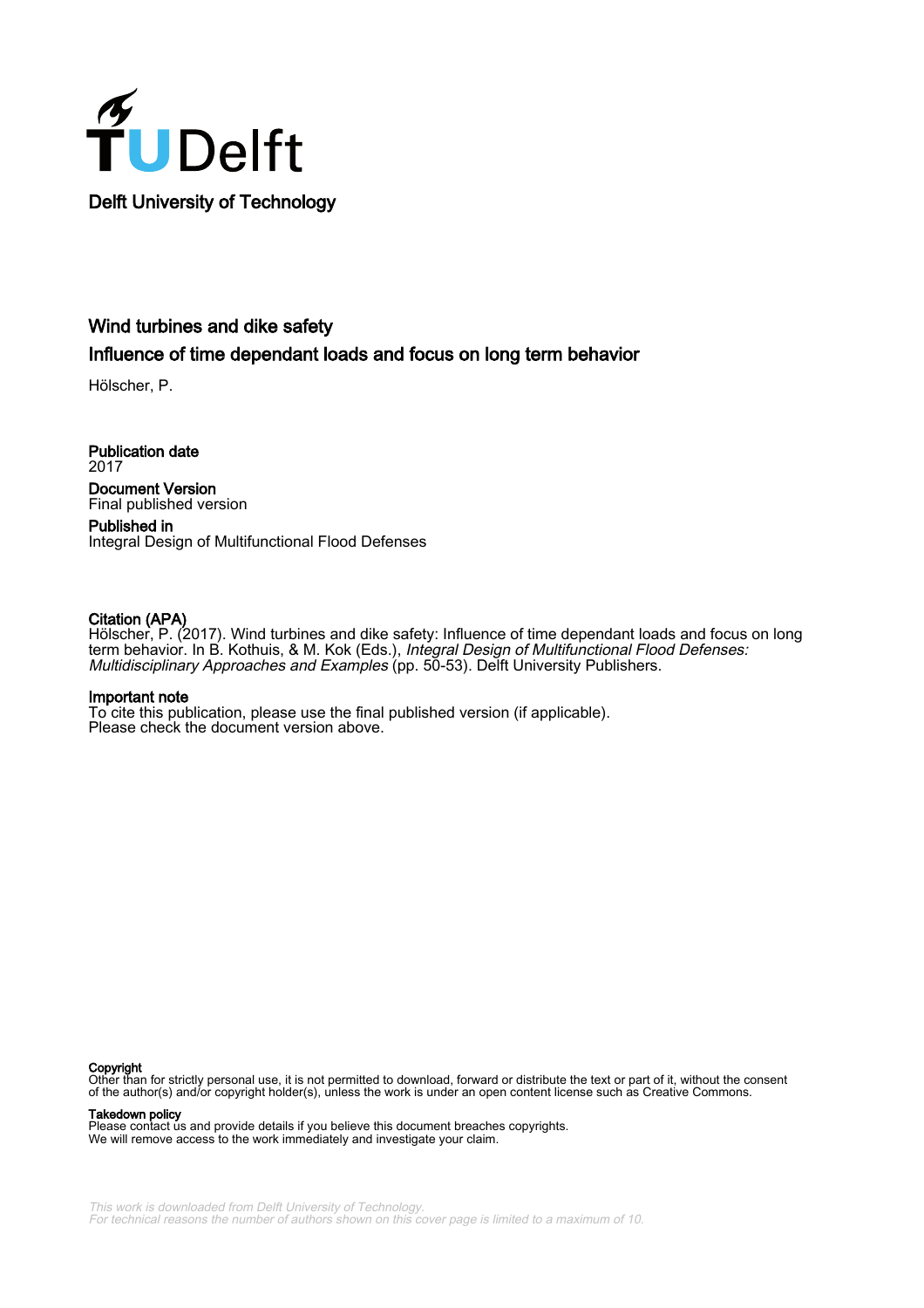**Delft University of Technology**

# Wind turbines and dike safety

## Influence of time dependant loads and focus on long term behavior

Hölscher, P.

**Publication date**
2017

**Document Version**
Final published version

**Published in**
Integral Design of Multifunctional Flood Defenses

**Citation (APA)**
Hölscher, P. (2017). Wind turbines and dike safety: Influence of time dependant loads and focus on long term behavior. In B. Kothuis, & M. Kok (Eds.), *Integral Design of Multifunctional Flood Defenses: Multidisciplinary Approaches and Examples* (pp. 50-53). Delft University Publishers.

**Important note**
To cite this publication, please use the final published version (if applicable).
Please check the document version above.

**Copyright**
Other than for strictly personal use, it is not permitted to download, forward or distribute the text or part of it, without the consent of the author(s) and/or copyright holder(s), unless the work is under an open content license such as Creative Commons.

**Takedown policy**
Please contact us and provide details if you believe this document breaches copyrights.
We will remove access to the work immediately and investigate your claim.

*This work is downloaded from Delft University of Technology.*
*For technical reasons the number of authors shown on this cover page is limited to a maximum of 10.*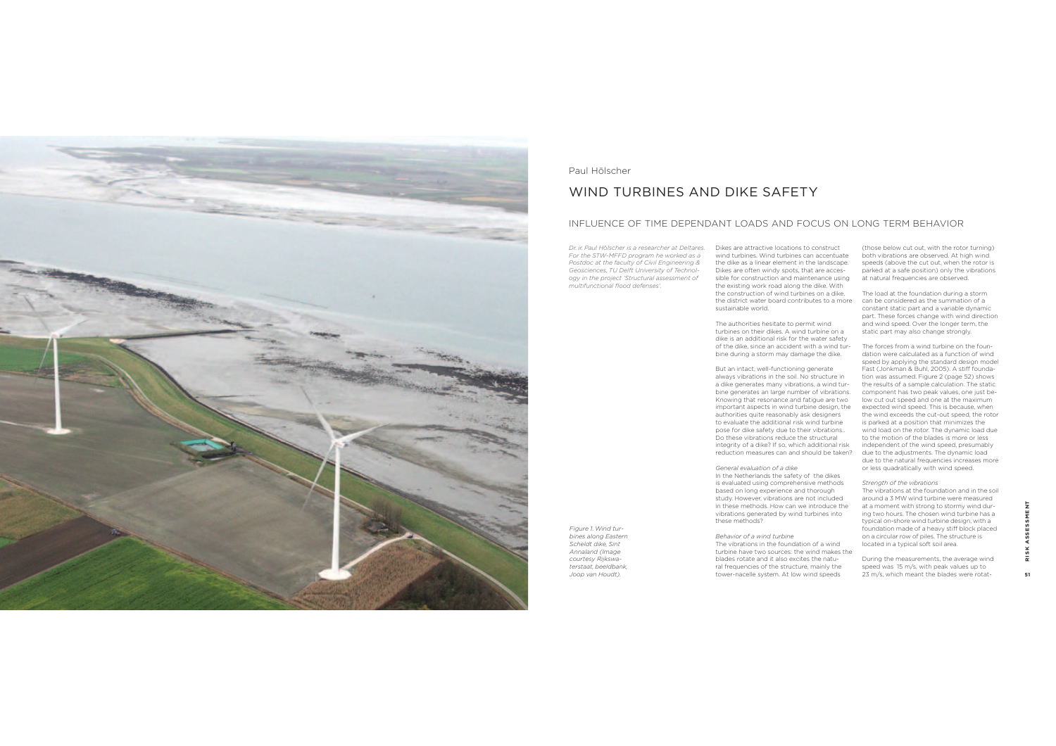Paul Hölscher

# WIND TURBINES AND DIKE SAFETY

## INFLUENCE OF TIME DEPENDANT LOADS AND FOCUS ON LONG TERM BEHAVIOR

*Dr. ir. Paul Hölscher is a researcher at Deltares. For the STW-MFFD program he worked as a Postdoc at the faculty of Civil Engineering & Geosciences, TU Delft University of Technology in the project 'Structural assessment of multifunctional flood defenses'.*

*Figure 1. Wind turbines along Eastern Scheldt dike, Sint Annaland (Image courtesy Rijkswaterstaat, beeldbank, Joop van Houdt).*

Dikes are attractive locations to construct wind turbines. Wind turbines can accentuate the dike as a linear element in the landscape. Dikes are often windy spots, that are accessible for construction and maintenance using the existing work road along the dike. With the construction of wind turbines on a dike, the district water board contributes to a more sustainable world.

The authorities hesitate to permit wind turbines on their dikes. A wind turbine on a dike is an additional risk for the water safety of the dike, since an accident with a wind turbine during a storm may damage the dike.

But an intact, well-functioning generate always vibrations in the soil. No structure in a dike generates many vibrations, a wind turbine generates an large number of vibrations. Knowing that resonance and fatigue are two important aspects in wind turbine design, the authorities quite reasonably ask designers to evaluate the additional risk wind turbine pose for dike safety due to their vibrations.. Do these vibrations reduce the structural integrity of a dike? If so, which additional risk reduction measures can and should be taken?

*General evaluation of a dike*

In the Netherlands the safety of the dikes is evaluated using comprehensive methods based on long experience and thorough study. However, vibrations are not included in these methods. How can we introduce the vibrations generated by wind turbines into these methods?

*Behavior of a wind turbine*

The vibrations in the foundation of a wind turbine have two sources: the wind makes the blades rotate and it also excites the natural frequencies of the structure, mainly the tower-nacelle system. At low wind speeds (those below cut out, with the rotor turning) both vibrations are observed. At high wind speeds (above the cut out, when the rotor is parked at a safe position) only the vibrations at natural frequencies are observed.

The load at the foundation during a storm can be considered as the summation of a constant static part and a variable dynamic part. These forces change with wind direction and wind speed. Over the longer term, the static part may also change strongly.

The forces from a wind turbine on the foundation were calculated as a function of wind speed by applying the standard design model Fast (Jonkman & Buhl, 2005). A stiff foundation was assumed. Figure 2 (page 52) shows the results of a sample calculation. The static component has two peak values, one just below cut out speed and one at the maximum expected wind speed. This is because, when the wind exceeds the cut-out speed, the rotor is parked at a position that minimizes the wind load on the rotor. The dynamic load due to the motion of the blades is more or less independent of the wind speed, presumably due to the adjustments. The dynamic load due to the natural frequencies increases more or less quadratically with wind speed.

*Strength of the vibrations*

The vibrations at the foundation and in the soil around a 3 MW wind turbine were measured at a moment with strong to stormy wind during two hours. The chosen wind turbine has a typical on-shore wind turbine design, with a foundation made of a heavy stiff block placed on a circular row of piles. The structure is located in a typical soft soil area.

During the measurements, the average wind speed was 15 m/s, with peak values up to 23 m/s, which meant the blades were rotat-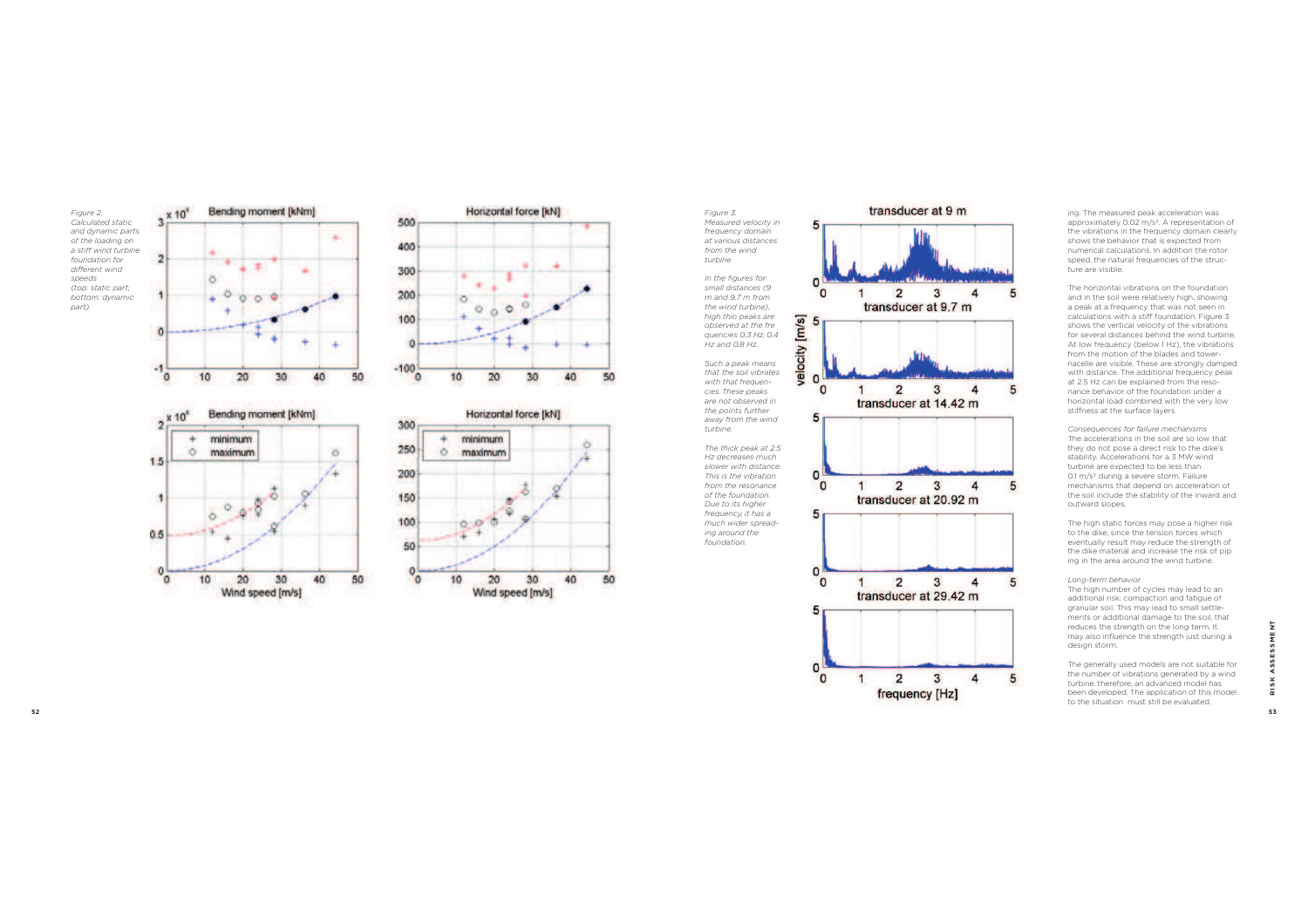Figure 2.
Calculated static and dynamic parts of the loading on a stiff wind turbine foundation for different wind speeds
(top: static part; bottom: dynamic part).

x 10^4
Bending moment [kNm]
3
2
1
0
-1
0 10 20 30 40 50

Horizontal force [kN]
500
400
300
200
100
0
-100
0 10 20 30 40 50

x 10^4
Bending moment [kNm]
2
1.5
1
0.5
0
+ minimum
○ maximum
0 10 20 30 40 50
Wind speed [m/s]

Horizontal force [kN]
300
250
200
150
100
50
0
+ minimum
○ maximum
0 10 20 30 40 50
Wind speed [m/s]

Figure 3.
Measured velocity in frequency domain at various distances from the wind turbine

In the figures for small distances (9 m and 9.7 m from the wind turbine), high thin peaks are observed at the frequencies 0.3 Hz, 0.4 Hz and 0.8 Hz.

Such a peak means that the soil vibrates with that frequencies. These peaks are not observed in the points further away from the wind turbine.

The thick peak at 2.5 Hz decreases much slower with distance. This is the vibration from the resonance of the foundation. Due to its higher frequency, it has a much wider spreading around the foundation.

transducer at 9 m
transducer at 9.7 m
transducer at 14.42 m
transducer at 20.92 m
transducer at 29.42 m
velocity [m/s]
frequency [Hz]
0 1 2 3 4 5

ing. The measured peak acceleration was approximately 0.02 m/s². A representation of the vibrations in the frequency domain clearly shows the behavior that is expected from numerical calculations. In addition the rotor speed, the natural frequencies of the structure are visible.

The horizontal vibrations on the foundation and in the soil were relatively high, showing a peak at a frequency that was not seen in calculations with a stiff foundation. Figure 3 shows the vertical velocity of the vibrations for several distances behind the wind turbine. At low frequency (below 1 Hz), the vibrations from the motion of the blades and tower-nacelle are visible. These are strongly damped with distance. The additional frequency peak at 2.5 Hz can be explained from the resonance behavior of the foundation under a horizontal load combined with the very low stiffness at the surface layers

*Consequences for failure mechanisms*
The accelerations in the soil are so low that they do not pose a direct risk to the dike's stability. Accelerations for a 3 MW wind turbine are expected to be less than 0.1 m/s² during a severe storm. Failure mechanisms that depend on acceleration of the soil include the stability of the inward and outward slopes.

The high static forces may pose a higher risk to the dike, since the tension forces which eventually result may reduce the strength of the dike material and increase the risk of piping in the area around the wind turbine.

*Long-term behavior*
The high number of cycles may lead to an additional risk: compaction and fatigue of granular soil. This may lead to small settlements or additional damage to the soil, that reduces the strength on the long term. It may also influence the strength just during a design storm.

The generally used models are not suitable for the number of vibrations generated by a wind turbine, therefore, an advanced model has been developed. The application of this model to the situation must still be evaluated.